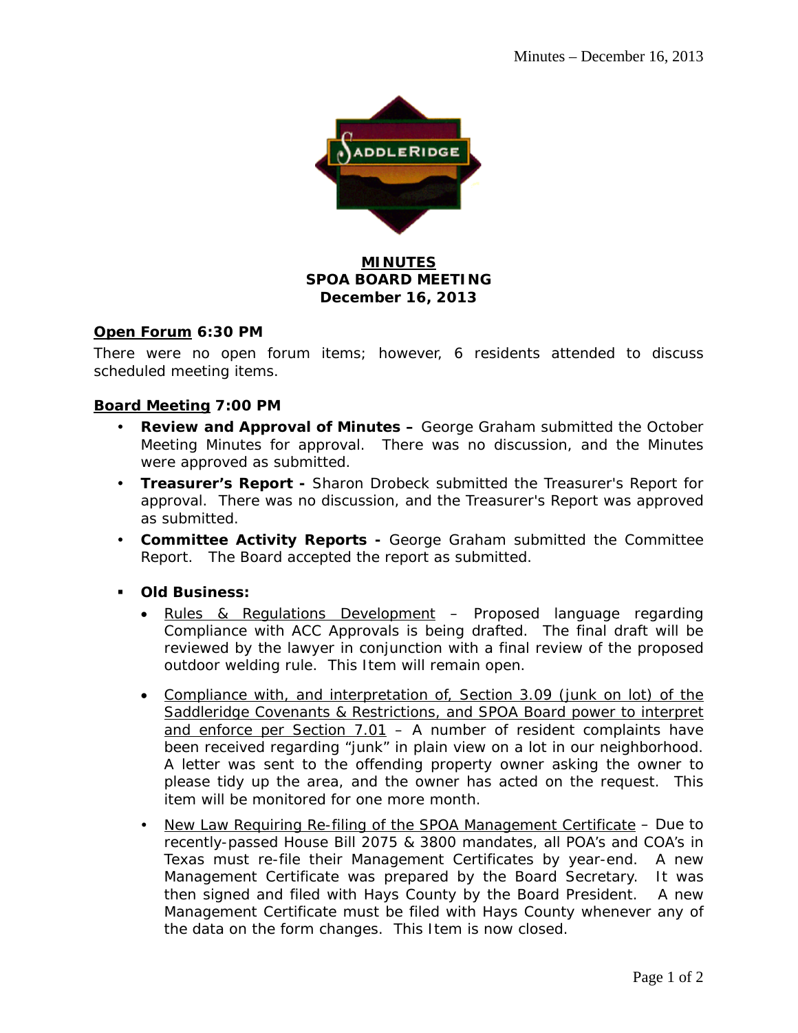# MINUTES
## SPOA BOARD MEETING
## December 16, 2013

**Open Forum 6:30 PM**

There were no open forum items; however, 6 residents attended to discuss scheduled meeting items.

**Board Meeting 7:00 PM**

- **Review and Approval of Minutes –** George Graham submitted the October Meeting Minutes for approval. There was no discussion, and the Minutes were approved as submitted.
- **Treasurer's Report -** Sharon Drobeck submitted the Treasurer's Report for approval. There was no discussion, and the Treasurer's Report was approved as submitted.
- **Committee Activity Reports -** George Graham submitted the Committee Report. The Board accepted the report as submitted.

- **Old Business:**
  - Rules & Regulations Development – Proposed language regarding Compliance with ACC Approvals is being drafted. The final draft will be reviewed by the lawyer in conjunction with a final review of the proposed outdoor welding rule. This Item will remain open.
  - Compliance with, and interpretation of, Section 3.09 (junk on lot) of the Saddleridge Covenants & Restrictions, and SPOA Board power to interpret and enforce per Section 7.01 – A number of resident complaints have been received regarding "junk" in plain view on a lot in our neighborhood. A letter was sent to the offending property owner asking the owner to please tidy up the area, and the owner has acted on the request. This item will be monitored for one more month.
  - New Law Requiring Re-filing of the SPOA Management Certificate – Due to recently-passed House Bill 2075 & 3800 mandates, all POA's and COA's in Texas must re-file their Management Certificates by year-end. A new Management Certificate was prepared by the Board Secretary. It was then signed and filed with Hays County by the Board President. A new Management Certificate must be filed with Hays County whenever any of the data on the form changes. This Item is now closed.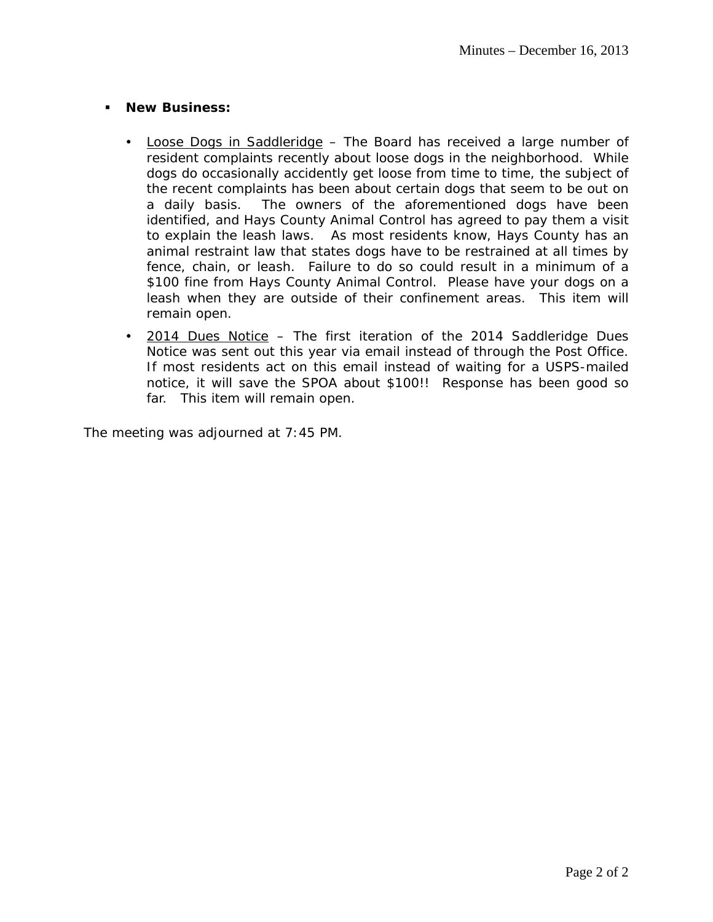- **New Business:**

  - Loose Dogs in Saddleridge – The Board has received a large number of resident complaints recently about loose dogs in the neighborhood. While dogs do occasionally accidently get loose from time to time, the subject of the recent complaints has been about certain dogs that seem to be out on a daily basis. The owners of the aforementioned dogs have been identified, and Hays County Animal Control has agreed to pay them a visit to explain the leash laws. As most residents know, Hays County has an animal restraint law that states dogs have to be restrained at all times by fence, chain, or leash. Failure to do so could result in a minimum of a $100 fine from Hays County Animal Control. Please have your dogs on a leash when they are outside of their confinement areas. This item will remain open.

  - 2014 Dues Notice – The first iteration of the 2014 Saddleridge Dues Notice was sent out this year via email instead of through the Post Office. If most residents act on this email instead of waiting for a USPS-mailed notice, it will save the SPOA about $100!! Response has been good so far. This item will remain open.

The meeting was adjourned at 7:45 PM.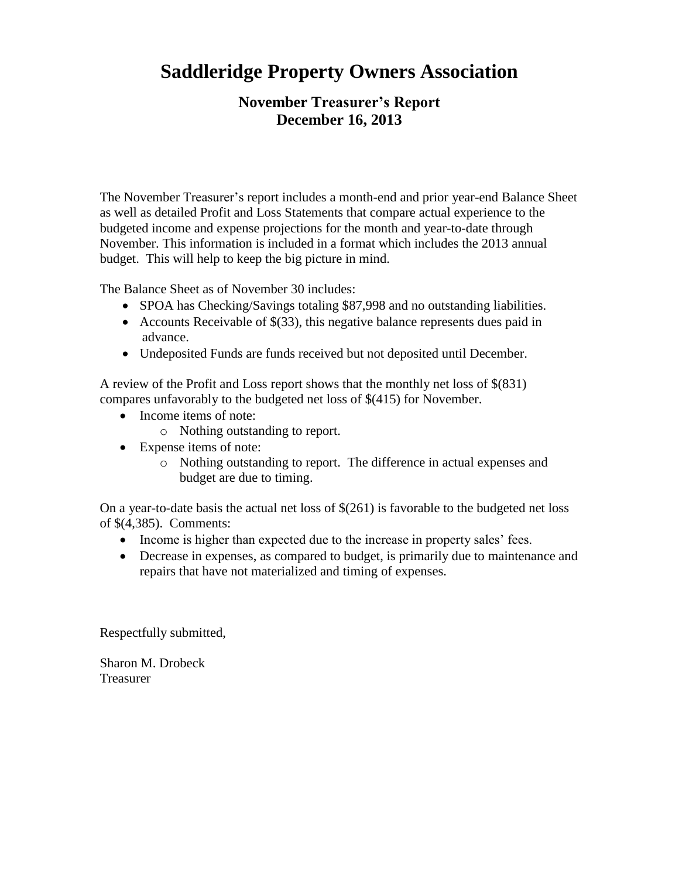# Saddleridge Property Owners Association

## November Treasurer's Report
## December 16, 2013

The November Treasurer's report includes a month-end and prior year-end Balance Sheet as well as detailed Profit and Loss Statements that compare actual experience to the budgeted income and expense projections for the month and year-to-date through November. This information is included in a format which includes the 2013 annual budget. This will help to keep the big picture in mind.

The Balance Sheet as of November 30 includes:

- SPOA has Checking/Savings totaling $87,998 and no outstanding liabilities.
- Accounts Receivable of $(33), this negative balance represents dues paid in advance.
- Undeposited Funds are funds received but not deposited until December.

A review of the Profit and Loss report shows that the monthly net loss of $(831) compares unfavorably to the budgeted net loss of $(415) for November.

- Income items of note:
  - Nothing outstanding to report.
- Expense items of note:
  - Nothing outstanding to report. The difference in actual expenses and budget are due to timing.

On a year-to-date basis the actual net loss of $(261) is favorable to the budgeted net loss of $(4,385). Comments:

- Income is higher than expected due to the increase in property sales' fees.
- Decrease in expenses, as compared to budget, is primarily due to maintenance and repairs that have not materialized and timing of expenses.

Respectfully submitted,

Sharon M. Drobeck
Treasurer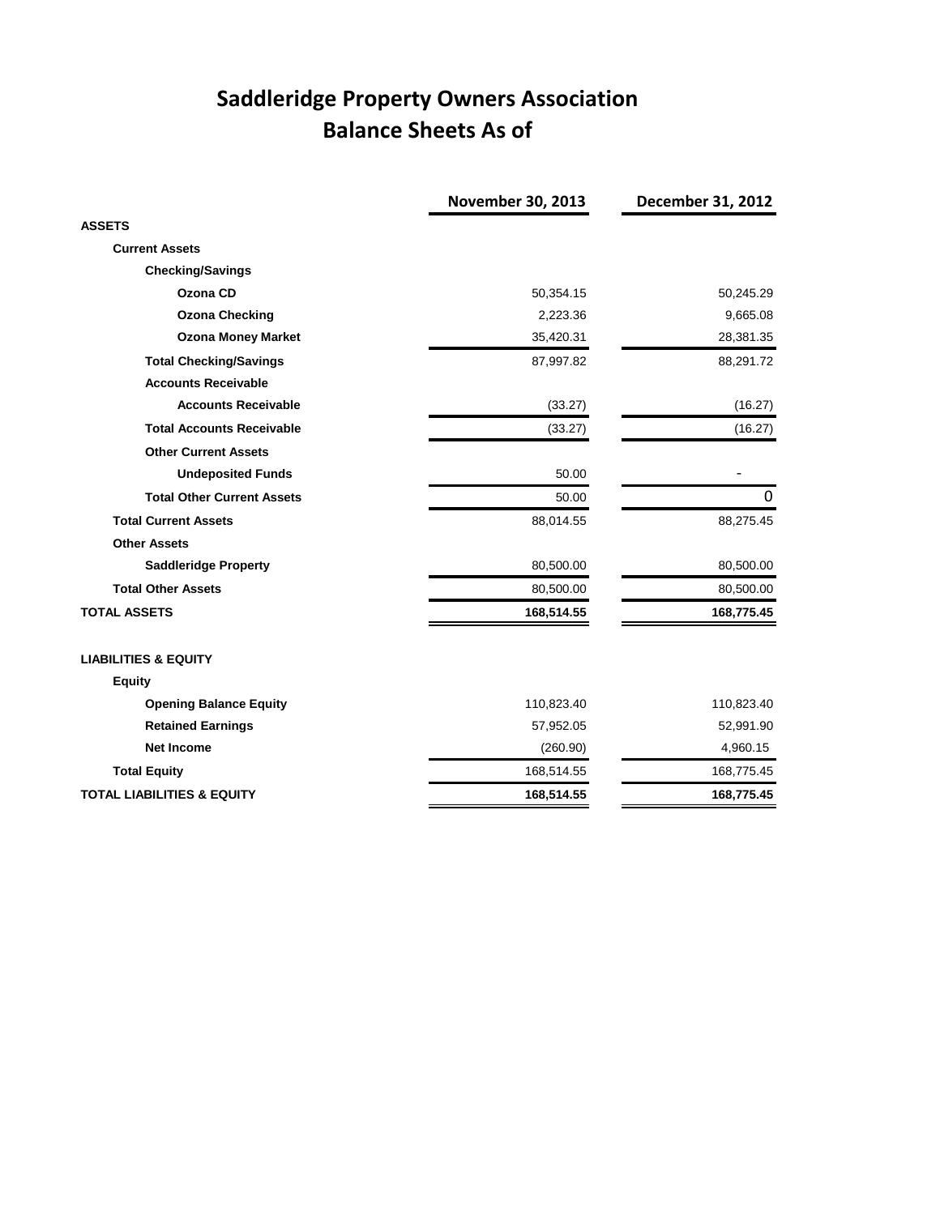# Saddleridge Property Owners Association
## Balance Sheets As of

| | November 30, 2013 | December 31, 2012 |
|---|---|---|
| **ASSETS** | | |
| **Current Assets** | | |
| **Checking/Savings** | | |
| **Ozona CD** | 50,354.15 | 50,245.29 |
| **Ozona Checking** | 2,223.36 | 9,665.08 |
| **Ozona Money Market** | 35,420.31 | 28,381.35 |
| **Total Checking/Savings** | 87,997.82 | 88,291.72 |
| **Accounts Receivable** | | |
| **Accounts Receivable** | (33.27) | (16.27) |
| **Total Accounts Receivable** | (33.27) | (16.27) |
| **Other Current Assets** | | |
| **Undeposited Funds** | 50.00 | - |
| **Total Other Current Assets** | 50.00 | 0 |
| **Total Current Assets** | 88,014.55 | 88,275.45 |
| **Other Assets** | | |
| **Saddleridge Property** | 80,500.00 | 80,500.00 |
| **Total Other Assets** | 80,500.00 | 80,500.00 |
| **TOTAL ASSETS** | **168,514.55** | **168,775.45** |
| | | |
| **LIABILITIES & EQUITY** | | |
| **Equity** | | |
| **Opening Balance Equity** | 110,823.40 | 110,823.40 |
| **Retained Earnings** | 57,952.05 | 52,991.90 |
| **Net Income** | (260.90) | 4,960.15 |
| **Total Equity** | 168,514.55 | 168,775.45 |
| **TOTAL LIABILITIES & EQUITY** | **168,514.55** | **168,775.45** |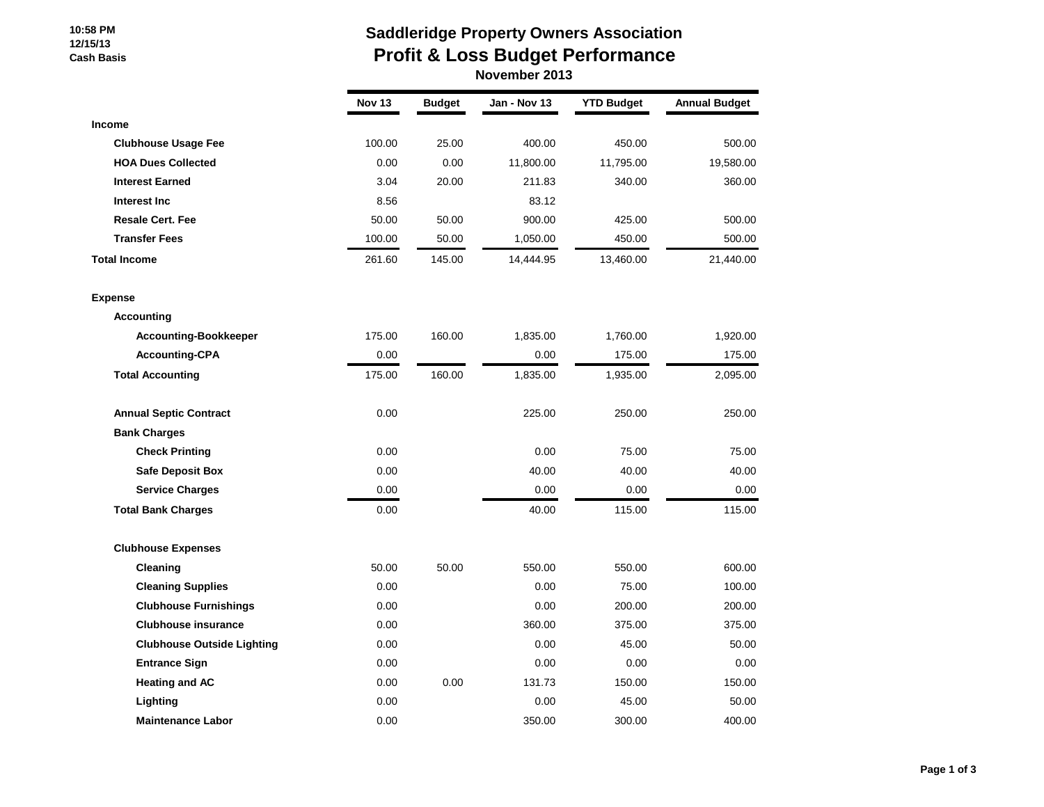# Saddleridge Property Owners Association

## Profit & Loss Budget Performance

**November 2013**

10:58 PM
12/15/13
Cash Basis

| | Nov 13 | Budget | Jan - Nov 13 | YTD Budget | Annual Budget |
|---|---|---|---|---|---|
| **Income** | | | | | |
| Clubhouse Usage Fee | 100.00 | 25.00 | 400.00 | 450.00 | 500.00 |
| HOA Dues Collected | 0.00 | 0.00 | 11,800.00 | 11,795.00 | 19,580.00 |
| Interest Earned | 3.04 | 20.00 | 211.83 | 340.00 | 360.00 |
| Interest Inc | 8.56 | | 83.12 | | |
| Resale Cert. Fee | 50.00 | 50.00 | 900.00 | 425.00 | 500.00 |
| Transfer Fees | 100.00 | 50.00 | 1,050.00 | 450.00 | 500.00 |
| **Total Income** | 261.60 | 145.00 | 14,444.95 | 13,460.00 | 21,440.00 |
| | | | | | |
| **Expense** | | | | | |
| Accounting | | | | | |
| Accounting-Bookkeeper | 175.00 | 160.00 | 1,835.00 | 1,760.00 | 1,920.00 |
| Accounting-CPA | 0.00 | | 0.00 | 175.00 | 175.00 |
| Total Accounting | 175.00 | 160.00 | 1,835.00 | 1,935.00 | 2,095.00 |
| | | | | | |
| Annual Septic Contract | 0.00 | | 225.00 | 250.00 | 250.00 |
| Bank Charges | | | | | |
| Check Printing | 0.00 | | 0.00 | 75.00 | 75.00 |
| Safe Deposit Box | 0.00 | | 40.00 | 40.00 | 40.00 |
| Service Charges | 0.00 | | 0.00 | 0.00 | 0.00 |
| Total Bank Charges | 0.00 | | 40.00 | 115.00 | 115.00 |
| | | | | | |
| Clubhouse Expenses | | | | | |
| Cleaning | 50.00 | 50.00 | 550.00 | 550.00 | 600.00 |
| Cleaning Supplies | 0.00 | | 0.00 | 75.00 | 100.00 |
| Clubhouse Furnishings | 0.00 | | 0.00 | 200.00 | 200.00 |
| Clubhouse insurance | 0.00 | | 360.00 | 375.00 | 375.00 |
| Clubhouse Outside Lighting | 0.00 | | 0.00 | 45.00 | 50.00 |
| Entrance Sign | 0.00 | | 0.00 | 0.00 | 0.00 |
| Heating and AC | 0.00 | 0.00 | 131.73 | 150.00 | 150.00 |
| Lighting | 0.00 | | 0.00 | 45.00 | 50.00 |
| Maintenance Labor | 0.00 | | 350.00 | 300.00 | 400.00 |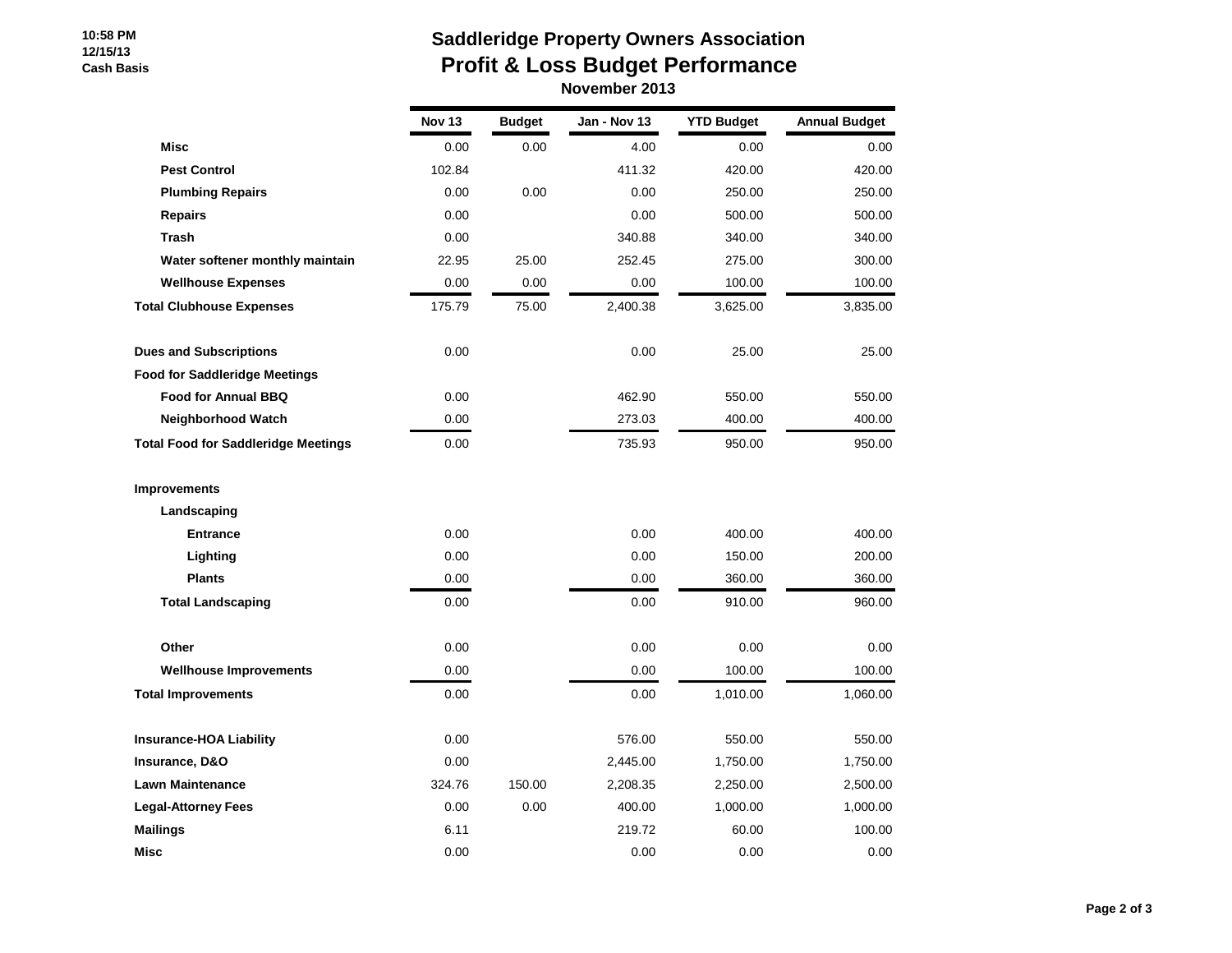# Saddleridge Property Owners Association

## Profit & Loss Budget Performance

### November 2013

10:58 PM
12/15/13
Cash Basis

| | Nov 13 | Budget | Jan - Nov 13 | YTD Budget | Annual Budget |
|---|---|---|---|---|---|
| **Misc** | 0.00 | 0.00 | 4.00 | 0.00 | 0.00 |
| **Pest Control** | 102.84 | | 411.32 | 420.00 | 420.00 |
| **Plumbing Repairs** | 0.00 | 0.00 | 0.00 | 250.00 | 250.00 |
| **Repairs** | 0.00 | | 0.00 | 500.00 | 500.00 |
| **Trash** | 0.00 | | 340.88 | 340.00 | 340.00 |
| **Water softener monthly maintain** | 22.95 | 25.00 | 252.45 | 275.00 | 300.00 |
| **Wellhouse Expenses** | 0.00 | 0.00 | 0.00 | 100.00 | 100.00 |
| **Total Clubhouse Expenses** | 175.79 | 75.00 | 2,400.38 | 3,625.00 | 3,835.00 |
| | | | | | |
| **Dues and Subscriptions** | 0.00 | | 0.00 | 25.00 | 25.00 |
| **Food for Saddleridge Meetings** | | | | | |
| **Food for Annual BBQ** | 0.00 | | 462.90 | 550.00 | 550.00 |
| **Neighborhood Watch** | 0.00 | | 273.03 | 400.00 | 400.00 |
| **Total Food for Saddleridge Meetings** | 0.00 | | 735.93 | 950.00 | 950.00 |
| | | | | | |
| **Improvements** | | | | | |
| **Landscaping** | | | | | |
| **Entrance** | 0.00 | | 0.00 | 400.00 | 400.00 |
| **Lighting** | 0.00 | | 0.00 | 150.00 | 200.00 |
| **Plants** | 0.00 | | 0.00 | 360.00 | 360.00 |
| **Total Landscaping** | 0.00 | | 0.00 | 910.00 | 960.00 |
| | | | | | |
| **Other** | 0.00 | | 0.00 | 0.00 | 0.00 |
| **Wellhouse Improvements** | 0.00 | | 0.00 | 100.00 | 100.00 |
| **Total Improvements** | 0.00 | | 0.00 | 1,010.00 | 1,060.00 |
| | | | | | |
| **Insurance-HOA Liability** | 0.00 | | 576.00 | 550.00 | 550.00 |
| **Insurance, D&O** | 0.00 | | 2,445.00 | 1,750.00 | 1,750.00 |
| **Lawn Maintenance** | 324.76 | 150.00 | 2,208.35 | 2,250.00 | 2,500.00 |
| **Legal-Attorney Fees** | 0.00 | 0.00 | 400.00 | 1,000.00 | 1,000.00 |
| **Mailings** | 6.11 | | 219.72 | 60.00 | 100.00 |
| **Misc** | 0.00 | | 0.00 | 0.00 | 0.00 |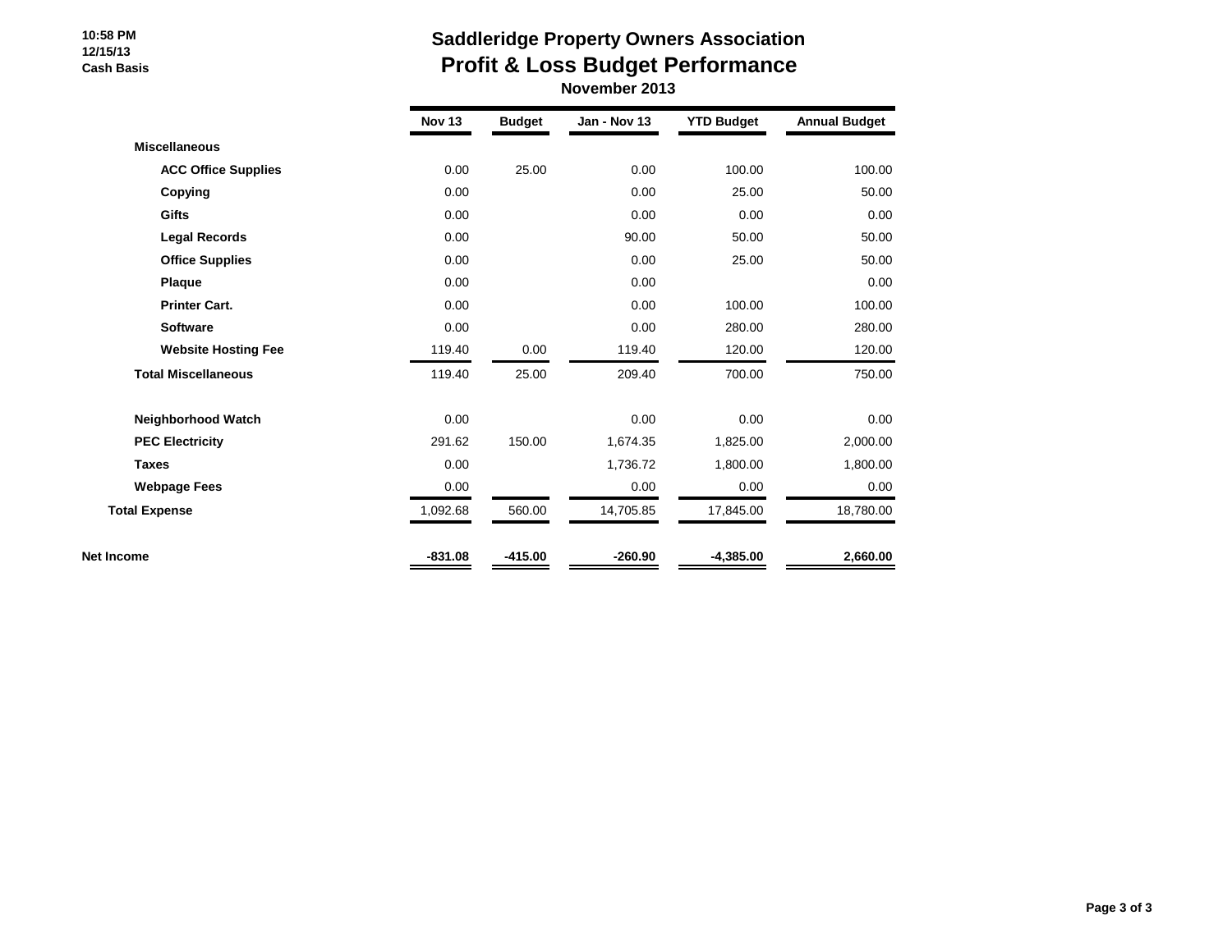10:58 PM
12/15/13
Cash Basis

# Saddleridge Property Owners Association
## Profit & Loss Budget Performance
### November 2013

| | Nov 13 | Budget | Jan - Nov 13 | YTD Budget | Annual Budget |
|---|---|---|---|---|---|
| **Miscellaneous** | | | | | |
| **ACC Office Supplies** | 0.00 | 25.00 | 0.00 | 100.00 | 100.00 |
| **Copying** | 0.00 | | 0.00 | 25.00 | 50.00 |
| **Gifts** | 0.00 | | 0.00 | 0.00 | 0.00 |
| **Legal Records** | 0.00 | | 90.00 | 50.00 | 50.00 |
| **Office Supplies** | 0.00 | | 0.00 | 25.00 | 50.00 |
| **Plaque** | 0.00 | | 0.00 | | 0.00 |
| **Printer Cart.** | 0.00 | | 0.00 | 100.00 | 100.00 |
| **Software** | 0.00 | | 0.00 | 280.00 | 280.00 |
| **Website Hosting Fee** | 119.40 | 0.00 | 119.40 | 120.00 | 120.00 |
| **Total Miscellaneous** | 119.40 | 25.00 | 209.40 | 700.00 | 750.00 |
| **Neighborhood Watch** | 0.00 | | 0.00 | 0.00 | 0.00 |
| **PEC Electricity** | 291.62 | 150.00 | 1,674.35 | 1,825.00 | 2,000.00 |
| **Taxes** | 0.00 | | 1,736.72 | 1,800.00 | 1,800.00 |
| **Webpage Fees** | 0.00 | | 0.00 | 0.00 | 0.00 |
| **Total Expense** | 1,092.68 | 560.00 | 14,705.85 | 17,845.00 | 18,780.00 |
| **Net Income** | **-831.08** | **-415.00** | **-260.90** | **-4,385.00** | **2,660.00** |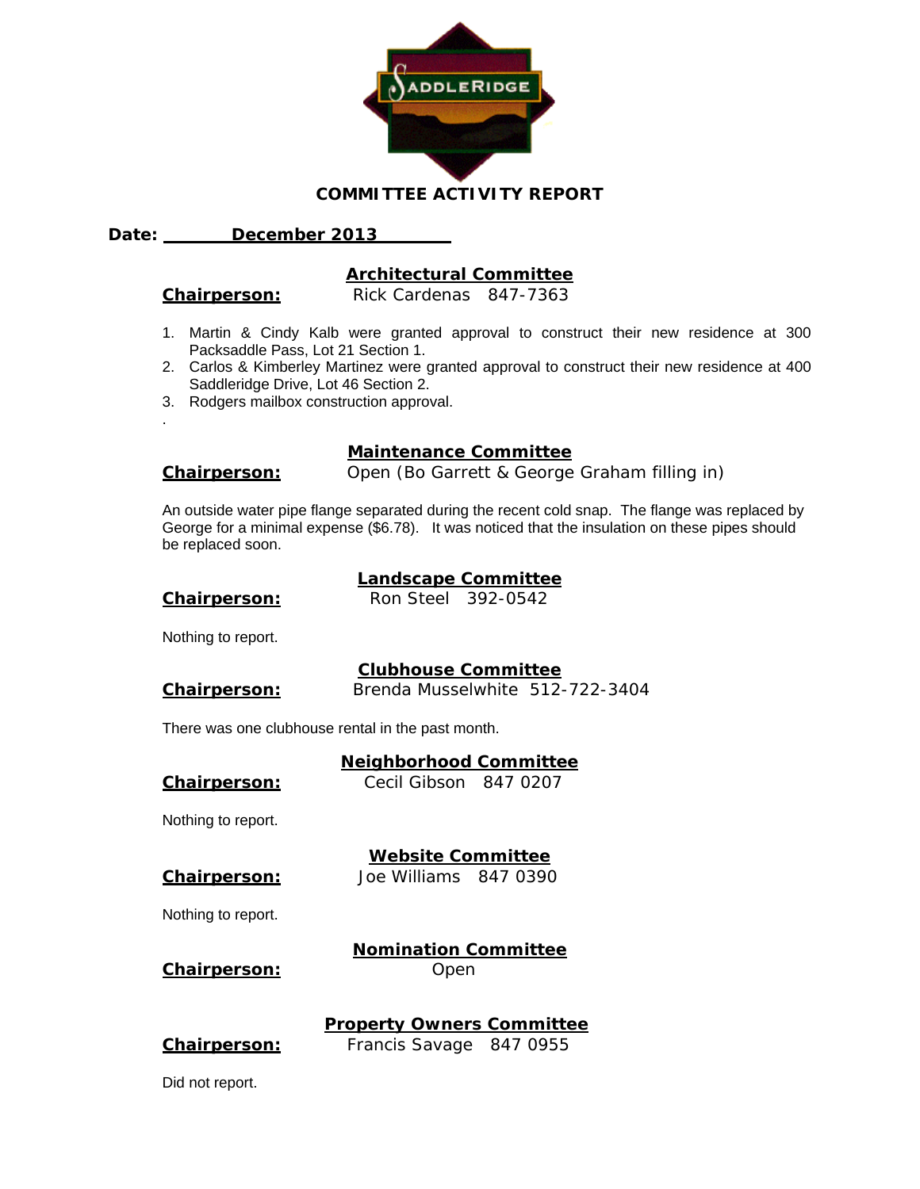SADDLERIDGE

# COMMITTEE ACTIVITY REPORT

**Date: December 2013**

## Architectural Committee

**Chairperson:** Rick Cardenas 847-7363

1. Martin & Cindy Kalb were granted approval to construct their new residence at 300 Packsaddle Pass, Lot 21 Section 1.
2. Carlos & Kimberley Martinez were granted approval to construct their new residence at 400 Saddleridge Drive, Lot 46 Section 2.
3. Rodgers mailbox construction approval.

.

## Maintenance Committee

**Chairperson:** Open (Bo Garrett & George Graham filling in)

An outside water pipe flange separated during the recent cold snap. The flange was replaced by George for a minimal expense ($6.78). It was noticed that the insulation on these pipes should be replaced soon.

## Landscape Committee

**Chairperson:** Ron Steel 392-0542

Nothing to report.

## Clubhouse Committee

**Chairperson:** Brenda Musselwhite 512-722-3404

There was one clubhouse rental in the past month.

## Neighborhood Committee

**Chairperson:** Cecil Gibson 847 0207

Nothing to report.

## Website Committee

**Chairperson:** Joe Williams 847 0390

Nothing to report.

## Nomination Committee

**Chairperson:** Open

## Property Owners Committee

**Chairperson:** Francis Savage 847 0955

Did not report.